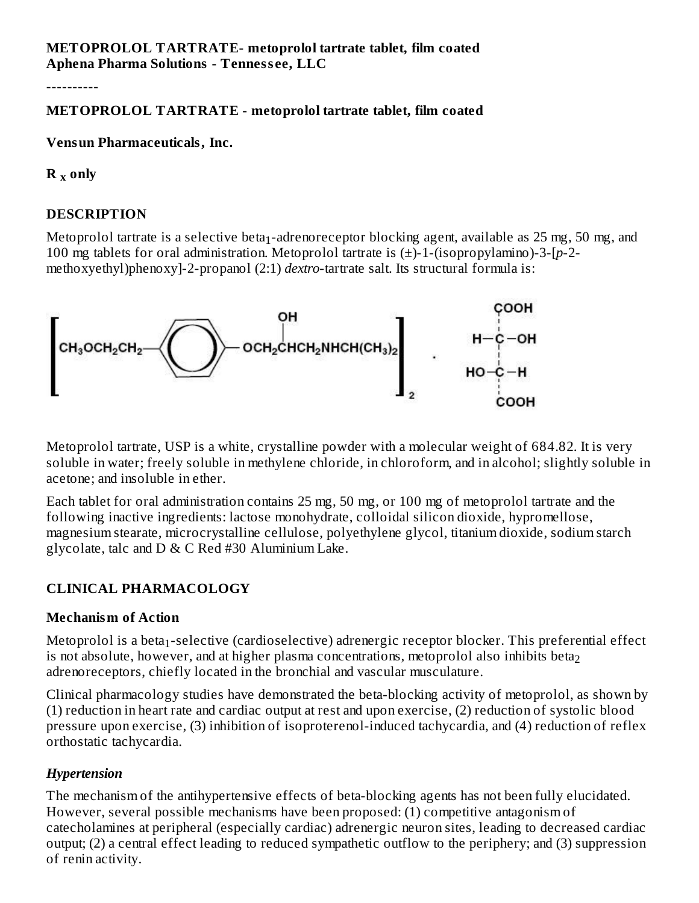**METOPROLOL TARTRATE- metoprolol tartrate tablet, film coated**
**Aphena Pharma Solutions - Tennessee, LLC**

----------

**METOPROLOL TARTRATE - metoprolol tartrate tablet, film coated**

**Vensun Pharmaceuticals, Inc.**

**R $_x$ only**

## DESCRIPTION

Metoprolol tartrate is a selective beta$_1$-adrenoreceptor blocking agent, available as 25 mg, 50 mg, and 100 mg tablets for oral administration. Metoprolol tartrate is (±)-1-(isopropylamino)-3-[*p*-2-methoxyethyl)phenoxy]-2-propanol (2:1) *dextro*-tartrate salt. Its structural formula is:

$$\left[ CH_3OCH_2CH_2-C_6H_4-OCH_2CH(OH)CH_2NHCH(CH_3)_2 \right]_2 \cdot HOOC-CH(OH)-CH(OH)-COOH$$

Metoprolol tartrate, USP is a white, crystalline powder with a molecular weight of 684.82. It is very soluble in water; freely soluble in methylene chloride, in chloroform, and in alcohol; slightly soluble in acetone; and insoluble in ether.

Each tablet for oral administration contains 25 mg, 50 mg, or 100 mg of metoprolol tartrate and the following inactive ingredients: lactose monohydrate, colloidal silicon dioxide, hypromellose, magnesium stearate, microcrystalline cellulose, polyethylene glycol, titanium dioxide, sodium starch glycolate, talc and D & C Red #30 Aluminium Lake.

## CLINICAL PHARMACOLOGY

### Mechanism of Action

Metoprolol is a beta$_1$-selective (cardioselective) adrenergic receptor blocker. This preferential effect is not absolute, however, and at higher plasma concentrations, metoprolol also inhibits beta$_2$ adrenoreceptors, chiefly located in the bronchial and vascular musculature.

Clinical pharmacology studies have demonstrated the beta-blocking activity of metoprolol, as shown by (1) reduction in heart rate and cardiac output at rest and upon exercise, (2) reduction of systolic blood pressure upon exercise, (3) inhibition of isoproterenol-induced tachycardia, and (4) reduction of reflex orthostatic tachycardia.

#### *Hypertension*

The mechanism of the antihypertensive effects of beta-blocking agents has not been fully elucidated. However, several possible mechanisms have been proposed: (1) competitive antagonism of catecholamines at peripheral (especially cardiac) adrenergic neuron sites, leading to decreased cardiac output; (2) a central effect leading to reduced sympathetic outflow to the periphery; and (3) suppression of renin activity.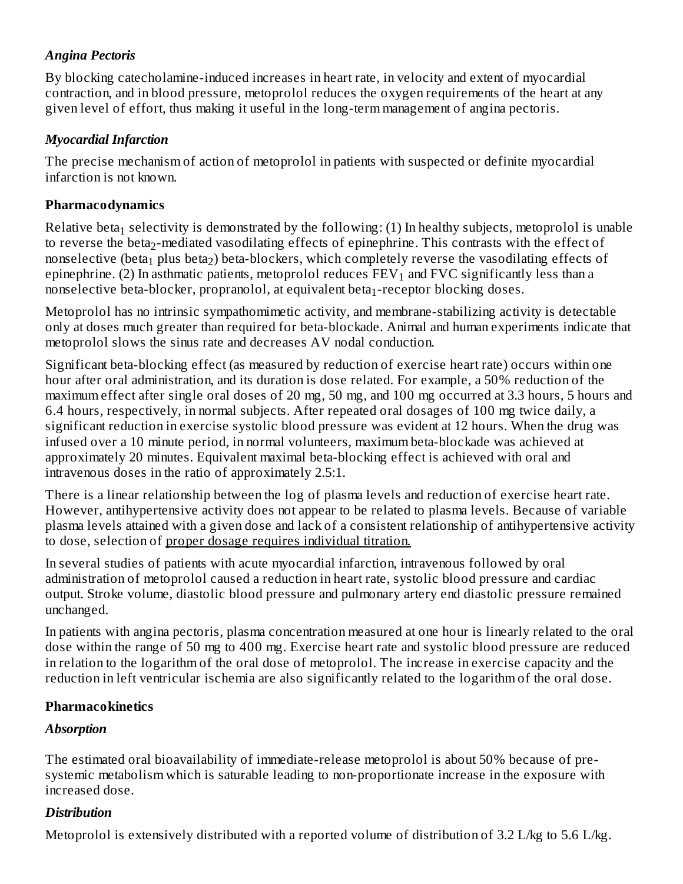### *Angina Pectoris*

By blocking catecholamine-induced increases in heart rate, in velocity and extent of myocardial contraction, and in blood pressure, metoprolol reduces the oxygen requirements of the heart at any given level of effort, thus making it useful in the long-term management of angina pectoris.

### *Myocardial Infarction*

The precise mechanism of action of metoprolol in patients with suspected or definite myocardial infarction is not known.

## Pharmacodynamics

Relative $beta_1$ selectivity is demonstrated by the following: (1) In healthy subjects, metoprolol is unable to reverse the $beta_2$-mediated vasodilating effects of epinephrine. This contrasts with the effect of nonselective ($beta_1$ plus $beta_2$) beta-blockers, which completely reverse the vasodilating effects of epinephrine. (2) In asthmatic patients, metoprolol reduces $FEV_1$ and FVC significantly less than a nonselective beta-blocker, propranolol, at equivalent $beta_1$-receptor blocking doses.

Metoprolol has no intrinsic sympathomimetic activity, and membrane-stabilizing activity is detectable only at doses much greater than required for beta-blockade. Animal and human experiments indicate that metoprolol slows the sinus rate and decreases AV nodal conduction.

Significant beta-blocking effect (as measured by reduction of exercise heart rate) occurs within one hour after oral administration, and its duration is dose related. For example, a 50% reduction of the maximum effect after single oral doses of 20 mg, 50 mg, and 100 mg occurred at 3.3 hours, 5 hours and 6.4 hours, respectively, in normal subjects. After repeated oral dosages of 100 mg twice daily, a significant reduction in exercise systolic blood pressure was evident at 12 hours. When the drug was infused over a 10 minute period, in normal volunteers, maximum beta-blockade was achieved at approximately 20 minutes. Equivalent maximal beta-blocking effect is achieved with oral and intravenous doses in the ratio of approximately 2.5:1.

There is a linear relationship between the log of plasma levels and reduction of exercise heart rate. However, antihypertensive activity does not appear to be related to plasma levels. Because of variable plasma levels attained with a given dose and lack of a consistent relationship of antihypertensive activity to dose, selection of proper dosage requires individual titration.

In several studies of patients with acute myocardial infarction, intravenous followed by oral administration of metoprolol caused a reduction in heart rate, systolic blood pressure and cardiac output. Stroke volume, diastolic blood pressure and pulmonary artery end diastolic pressure remained unchanged.

In patients with angina pectoris, plasma concentration measured at one hour is linearly related to the oral dose within the range of 50 mg to 400 mg. Exercise heart rate and systolic blood pressure are reduced in relation to the logarithm of the oral dose of metoprolol. The increase in exercise capacity and the reduction in left ventricular ischemia are also significantly related to the logarithm of the oral dose.

## Pharmacokinetics

### *Absorption*

The estimated oral bioavailability of immediate-release metoprolol is about 50% because of pre-systemic metabolism which is saturable leading to non-proportionate increase in the exposure with increased dose.

### *Distribution*

Metoprolol is extensively distributed with a reported volume of distribution of 3.2 L/kg to 5.6 L/kg.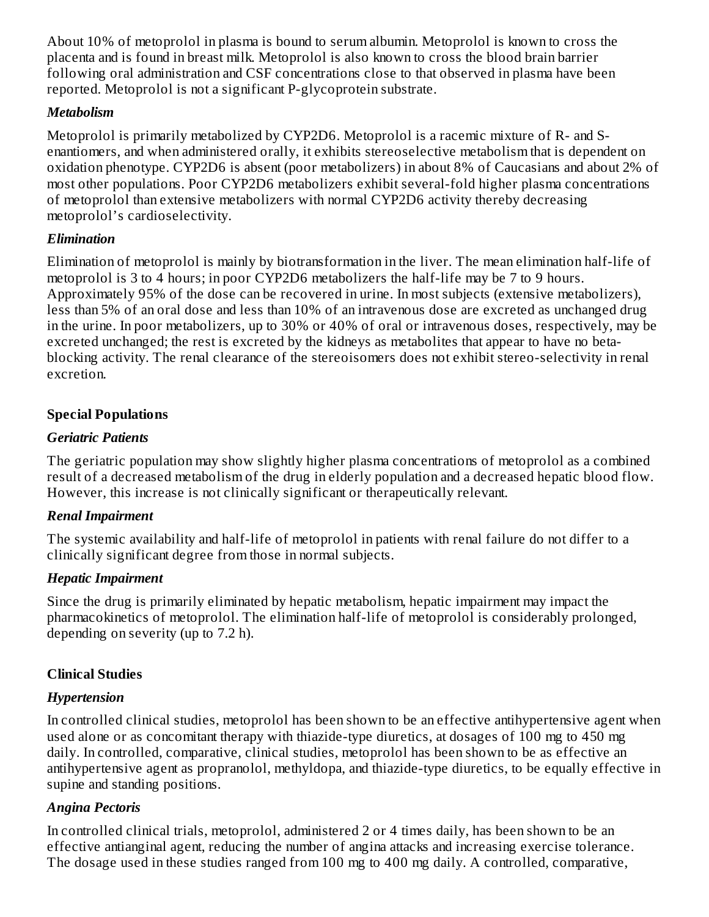About 10% of metoprolol in plasma is bound to serum albumin. Metoprolol is known to cross the placenta and is found in breast milk. Metoprolol is also known to cross the blood brain barrier following oral administration and CSF concentrations close to that observed in plasma have been reported. Metoprolol is not a significant P-glycoprotein substrate.

***Metabolism***

Metoprolol is primarily metabolized by CYP2D6. Metoprolol is a racemic mixture of R- and S-enantiomers, and when administered orally, it exhibits stereoselective metabolism that is dependent on oxidation phenotype. CYP2D6 is absent (poor metabolizers) in about 8% of Caucasians and about 2% of most other populations. Poor CYP2D6 metabolizers exhibit several-fold higher plasma concentrations of metoprolol than extensive metabolizers with normal CYP2D6 activity thereby decreasing metoprolol's cardioselectivity.

***Elimination***

Elimination of metoprolol is mainly by biotransformation in the liver. The mean elimination half-life of metoprolol is 3 to 4 hours; in poor CYP2D6 metabolizers the half-life may be 7 to 9 hours. Approximately 95% of the dose can be recovered in urine. In most subjects (extensive metabolizers), less than 5% of an oral dose and less than 10% of an intravenous dose are excreted as unchanged drug in the urine. In poor metabolizers, up to 30% or 40% of oral or intravenous doses, respectively, may be excreted unchanged; the rest is excreted by the kidneys as metabolites that appear to have no beta-blocking activity. The renal clearance of the stereoisomers does not exhibit stereo-selectivity in renal excretion.

**Special Populations**

***Geriatric Patients***

The geriatric population may show slightly higher plasma concentrations of metoprolol as a combined result of a decreased metabolism of the drug in elderly population and a decreased hepatic blood flow. However, this increase is not clinically significant or therapeutically relevant.

***Renal Impairment***

The systemic availability and half-life of metoprolol in patients with renal failure do not differ to a clinically significant degree from those in normal subjects.

***Hepatic Impairment***

Since the drug is primarily eliminated by hepatic metabolism, hepatic impairment may impact the pharmacokinetics of metoprolol. The elimination half-life of metoprolol is considerably prolonged, depending on severity (up to 7.2 h).

**Clinical Studies**

***Hypertension***

In controlled clinical studies, metoprolol has been shown to be an effective antihypertensive agent when used alone or as concomitant therapy with thiazide-type diuretics, at dosages of 100 mg to 450 mg daily. In controlled, comparative, clinical studies, metoprolol has been shown to be as effective an antihypertensive agent as propranolol, methyldopa, and thiazide-type diuretics, to be equally effective in supine and standing positions.

***Angina Pectoris***

In controlled clinical trials, metoprolol, administered 2 or 4 times daily, has been shown to be an effective antianginal agent, reducing the number of angina attacks and increasing exercise tolerance. The dosage used in these studies ranged from 100 mg to 400 mg daily. A controlled, comparative,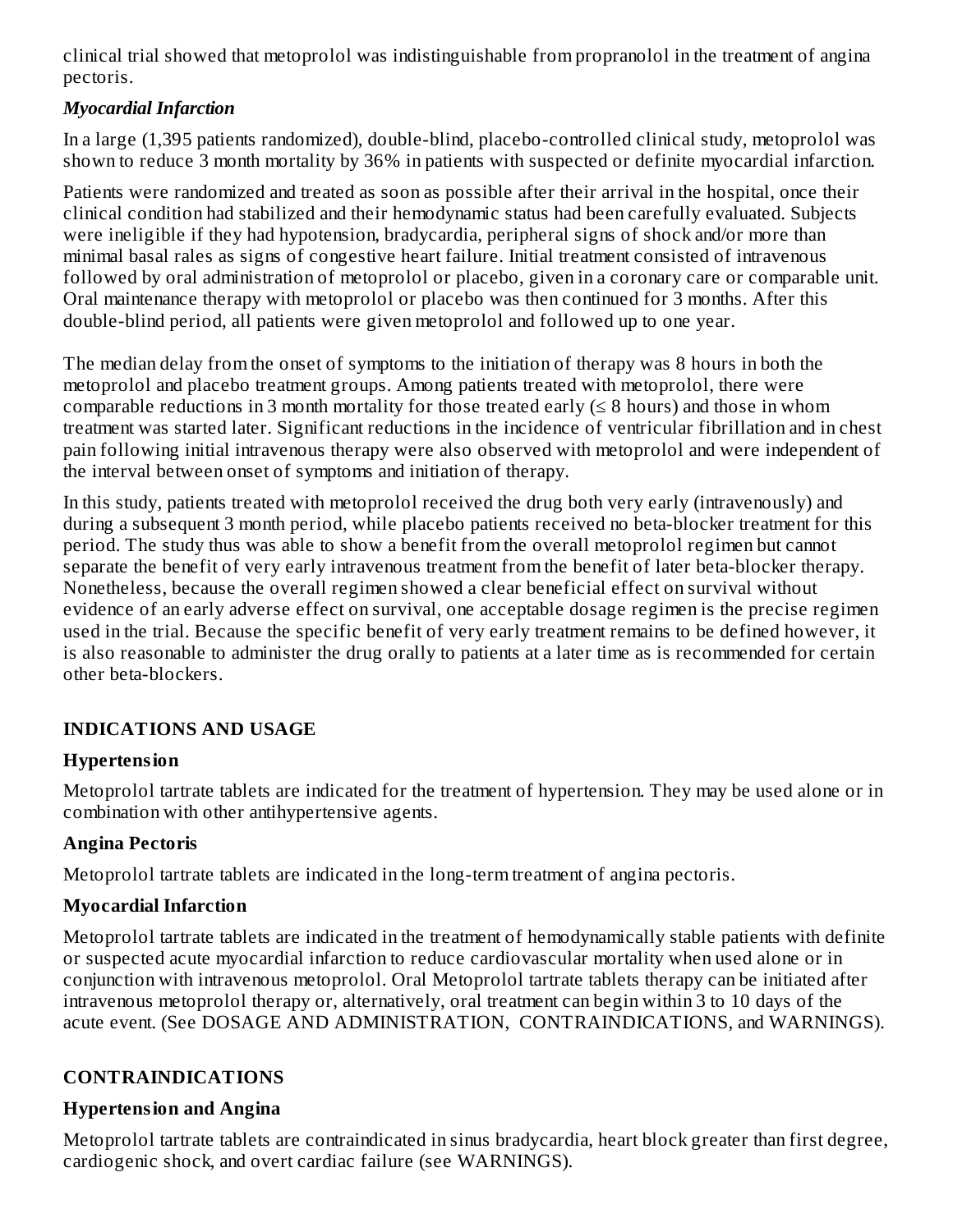clinical trial showed that metoprolol was indistinguishable from propranolol in the treatment of angina pectoris.

### *Myocardial Infarction*

In a large (1,395 patients randomized), double-blind, placebo-controlled clinical study, metoprolol was shown to reduce 3 month mortality by 36% in patients with suspected or definite myocardial infarction.

Patients were randomized and treated as soon as possible after their arrival in the hospital, once their clinical condition had stabilized and their hemodynamic status had been carefully evaluated. Subjects were ineligible if they had hypotension, bradycardia, peripheral signs of shock and/or more than minimal basal rales as signs of congestive heart failure. Initial treatment consisted of intravenous followed by oral administration of metoprolol or placebo, given in a coronary care or comparable unit. Oral maintenance therapy with metoprolol or placebo was then continued for 3 months. After this double-blind period, all patients were given metoprolol and followed up to one year.

The median delay from the onset of symptoms to the initiation of therapy was 8 hours in both the metoprolol and placebo treatment groups. Among patients treated with metoprolol, there were comparable reductions in 3 month mortality for those treated early (≤ 8 hours) and those in whom treatment was started later. Significant reductions in the incidence of ventricular fibrillation and in chest pain following initial intravenous therapy were also observed with metoprolol and were independent of the interval between onset of symptoms and initiation of therapy.

In this study, patients treated with metoprolol received the drug both very early (intravenously) and during a subsequent 3 month period, while placebo patients received no beta-blocker treatment for this period. The study thus was able to show a benefit from the overall metoprolol regimen but cannot separate the benefit of very early intravenous treatment from the benefit of later beta-blocker therapy. Nonetheless, because the overall regimen showed a clear beneficial effect on survival without evidence of an early adverse effect on survival, one acceptable dosage regimen is the precise regimen used in the trial. Because the specific benefit of very early treatment remains to be defined however, it is also reasonable to administer the drug orally to patients at a later time as is recommended for certain other beta-blockers.

## INDICATIONS AND USAGE

### Hypertension

Metoprolol tartrate tablets are indicated for the treatment of hypertension. They may be used alone or in combination with other antihypertensive agents.

### Angina Pectoris

Metoprolol tartrate tablets are indicated in the long-term treatment of angina pectoris.

### Myocardial Infarction

Metoprolol tartrate tablets are indicated in the treatment of hemodynamically stable patients with definite or suspected acute myocardial infarction to reduce cardiovascular mortality when used alone or in conjunction with intravenous metoprolol. Oral Metoprolol tartrate tablets therapy can be initiated after intravenous metoprolol therapy or, alternatively, oral treatment can begin within 3 to 10 days of the acute event. (See DOSAGE AND ADMINISTRATION, CONTRAINDICATIONS, and WARNINGS).

## CONTRAINDICATIONS

### Hypertension and Angina

Metoprolol tartrate tablets are contraindicated in sinus bradycardia, heart block greater than first degree, cardiogenic shock, and overt cardiac failure (see WARNINGS).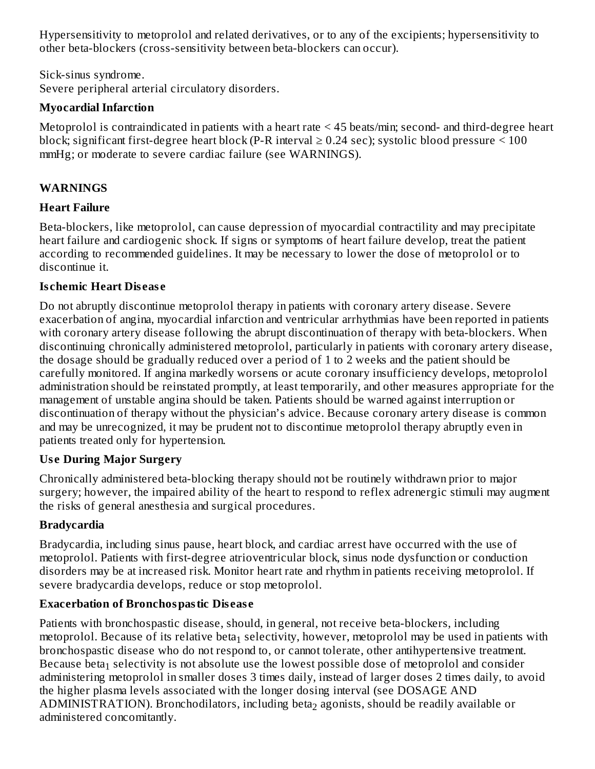Hypersensitivity to metoprolol and related derivatives, or to any of the excipients; hypersensitivity to other beta-blockers (cross-sensitivity between beta-blockers can occur).

Sick-sinus syndrome.
Severe peripheral arterial circulatory disorders.

**Myocardial Infarction**

Metoprolol is contraindicated in patients with a heart rate < 45 beats/min; second- and third-degree heart block; significant first-degree heart block (P-R interval ≥ 0.24 sec); systolic blood pressure < 100 mmHg; or moderate to severe cardiac failure (see WARNINGS).

## WARNINGS

**Heart Failure**

Beta-blockers, like metoprolol, can cause depression of myocardial contractility and may precipitate heart failure and cardiogenic shock. If signs or symptoms of heart failure develop, treat the patient according to recommended guidelines. It may be necessary to lower the dose of metoprolol or to discontinue it.

**Ischemic Heart Disease**

Do not abruptly discontinue metoprolol therapy in patients with coronary artery disease. Severe exacerbation of angina, myocardial infarction and ventricular arrhythmias have been reported in patients with coronary artery disease following the abrupt discontinuation of therapy with beta-blockers. When discontinuing chronically administered metoprolol, particularly in patients with coronary artery disease, the dosage should be gradually reduced over a period of 1 to 2 weeks and the patient should be carefully monitored. If angina markedly worsens or acute coronary insufficiency develops, metoprolol administration should be reinstated promptly, at least temporarily, and other measures appropriate for the management of unstable angina should be taken. Patients should be warned against interruption or discontinuation of therapy without the physician's advice. Because coronary artery disease is common and may be unrecognized, it may be prudent not to discontinue metoprolol therapy abruptly even in patients treated only for hypertension.

**Use During Major Surgery**

Chronically administered beta-blocking therapy should not be routinely withdrawn prior to major surgery; however, the impaired ability of the heart to respond to reflex adrenergic stimuli may augment the risks of general anesthesia and surgical procedures.

**Bradycardia**

Bradycardia, including sinus pause, heart block, and cardiac arrest have occurred with the use of metoprolol. Patients with first-degree atrioventricular block, sinus node dysfunction or conduction disorders may be at increased risk. Monitor heart rate and rhythm in patients receiving metoprolol. If severe bradycardia develops, reduce or stop metoprolol.

**Exacerbation of Bronchospastic Disease**

Patients with bronchospastic disease, should, in general, not receive beta-blockers, including metoprolol. Because of its relative $beta_1$ selectivity, however, metoprolol may be used in patients with bronchospastic disease who do not respond to, or cannot tolerate, other antihypertensive treatment. Because $beta_1$ selectivity is not absolute use the lowest possible dose of metoprolol and consider administering metoprolol in smaller doses 3 times daily, instead of larger doses 2 times daily, to avoid the higher plasma levels associated with the longer dosing interval (see DOSAGE AND ADMINISTRATION). Bronchodilators, including $beta_2$ agonists, should be readily available or administered concomitantly.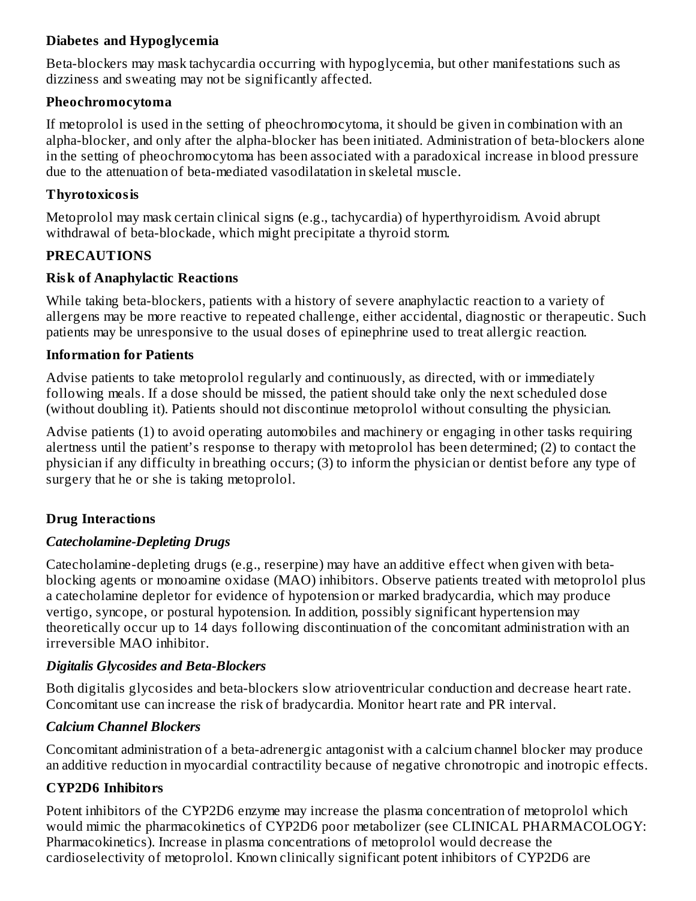### Diabetes and Hypoglycemia

Beta-blockers may mask tachycardia occurring with hypoglycemia, but other manifestations such as dizziness and sweating may not be significantly affected.

### Pheochromocytoma

If metoprolol is used in the setting of pheochromocytoma, it should be given in combination with an alpha-blocker, and only after the alpha-blocker has been initiated. Administration of beta-blockers alone in the setting of pheochromocytoma has been associated with a paradoxical increase in blood pressure due to the attenuation of beta-mediated vasodilatation in skeletal muscle.

### Thyrotoxicosis

Metoprolol may mask certain clinical signs (e.g., tachycardia) of hyperthyroidism. Avoid abrupt withdrawal of beta-blockade, which might precipitate a thyroid storm.

## PRECAUTIONS

### Risk of Anaphylactic Reactions

While taking beta-blockers, patients with a history of severe anaphylactic reaction to a variety of allergens may be more reactive to repeated challenge, either accidental, diagnostic or therapeutic. Such patients may be unresponsive to the usual doses of epinephrine used to treat allergic reaction.

### Information for Patients

Advise patients to take metoprolol regularly and continuously, as directed, with or immediately following meals. If a dose should be missed, the patient should take only the next scheduled dose (without doubling it). Patients should not discontinue metoprolol without consulting the physician.

Advise patients (1) to avoid operating automobiles and machinery or engaging in other tasks requiring alertness until the patient's response to therapy with metoprolol has been determined; (2) to contact the physician if any difficulty in breathing occurs; (3) to inform the physician or dentist before any type of surgery that he or she is taking metoprolol.

### Drug Interactions

#### *Catecholamine-Depleting Drugs*

Catecholamine-depleting drugs (e.g., reserpine) may have an additive effect when given with beta-blocking agents or monoamine oxidase (MAO) inhibitors. Observe patients treated with metoprolol plus a catecholamine depletor for evidence of hypotension or marked bradycardia, which may produce vertigo, syncope, or postural hypotension. In addition, possibly significant hypertension may theoretically occur up to 14 days following discontinuation of the concomitant administration with an irreversible MAO inhibitor.

#### *Digitalis Glycosides and Beta-Blockers*

Both digitalis glycosides and beta-blockers slow atrioventricular conduction and decrease heart rate. Concomitant use can increase the risk of bradycardia. Monitor heart rate and PR interval.

#### *Calcium Channel Blockers*

Concomitant administration of a beta-adrenergic antagonist with a calcium channel blocker may produce an additive reduction in myocardial contractility because of negative chronotropic and inotropic effects.

### CYP2D6 Inhibitors

Potent inhibitors of the CYP2D6 enzyme may increase the plasma concentration of metoprolol which would mimic the pharmacokinetics of CYP2D6 poor metabolizer (see CLINICAL PHARMACOLOGY: Pharmacokinetics). Increase in plasma concentrations of metoprolol would decrease the cardioselectivity of metoprolol. Known clinically significant potent inhibitors of CYP2D6 are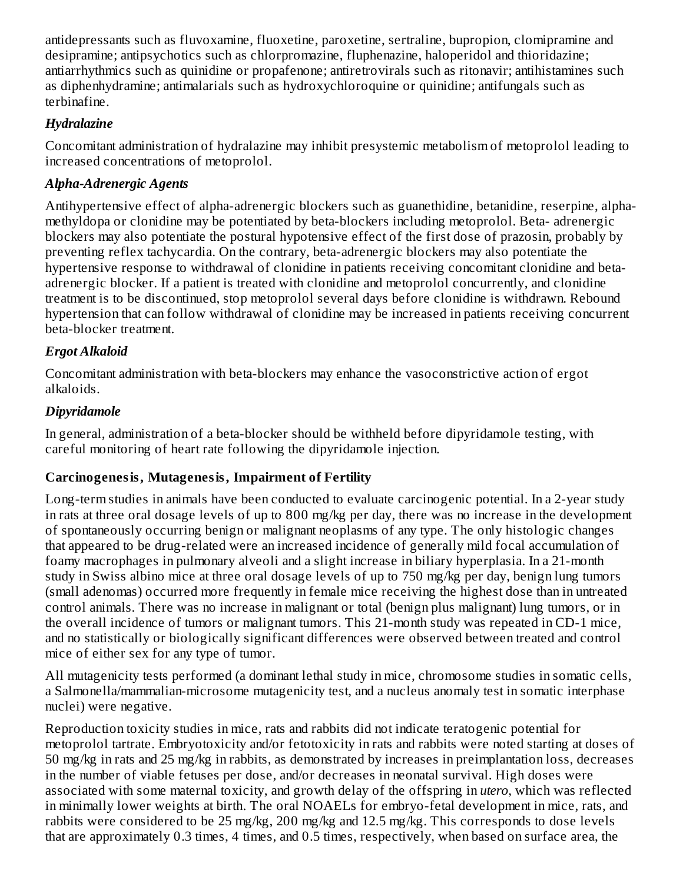antidepressants such as fluvoxamine, fluoxetine, paroxetine, sertraline, bupropion, clomipramine and desipramine; antipsychotics such as chlorpromazine, fluphenazine, haloperidol and thioridazine; antiarrhythmics such as quinidine or propafenone; antiretrovirals such as ritonavir; antihistamines such as diphenhydramine; antimalarials such as hydroxychloroquine or quinidine; antifungals such as terbinafine.

### *Hydralazine*

Concomitant administration of hydralazine may inhibit presystemic metabolism of metoprolol leading to increased concentrations of metoprolol.

### *Alpha-Adrenergic Agents*

Antihypertensive effect of alpha-adrenergic blockers such as guanethidine, betanidine, reserpine, alpha-methyldopa or clonidine may be potentiated by beta-blockers including metoprolol. Beta- adrenergic blockers may also potentiate the postural hypotensive effect of the first dose of prazosin, probably by preventing reflex tachycardia. On the contrary, beta-adrenergic blockers may also potentiate the hypertensive response to withdrawal of clonidine in patients receiving concomitant clonidine and beta-adrenergic blocker. If a patient is treated with clonidine and metoprolol concurrently, and clonidine treatment is to be discontinued, stop metoprolol several days before clonidine is withdrawn. Rebound hypertension that can follow withdrawal of clonidine may be increased in patients receiving concurrent beta-blocker treatment.

### *Ergot Alkaloid*

Concomitant administration with beta-blockers may enhance the vasoconstrictive action of ergot alkaloids.

### *Dipyridamole*

In general, administration of a beta-blocker should be withheld before dipyridamole testing, with careful monitoring of heart rate following the dipyridamole injection.

## **Carcinogenesis, Mutagenesis, Impairment of Fertility**

Long-term studies in animals have been conducted to evaluate carcinogenic potential. In a 2-year study in rats at three oral dosage levels of up to 800 mg/kg per day, there was no increase in the development of spontaneously occurring benign or malignant neoplasms of any type. The only histologic changes that appeared to be drug-related were an increased incidence of generally mild focal accumulation of foamy macrophages in pulmonary alveoli and a slight increase in biliary hyperplasia. In a 21-month study in Swiss albino mice at three oral dosage levels of up to 750 mg/kg per day, benign lung tumors (small adenomas) occurred more frequently in female mice receiving the highest dose than in untreated control animals. There was no increase in malignant or total (benign plus malignant) lung tumors, or in the overall incidence of tumors or malignant tumors. This 21-month study was repeated in CD-1 mice, and no statistically or biologically significant differences were observed between treated and control mice of either sex for any type of tumor.

All mutagenicity tests performed (a dominant lethal study in mice, chromosome studies in somatic cells, a Salmonella/mammalian-microsome mutagenicity test, and a nucleus anomaly test in somatic interphase nuclei) were negative.

Reproduction toxicity studies in mice, rats and rabbits did not indicate teratogenic potential for metoprolol tartrate. Embryotoxicity and/or fetotoxicity in rats and rabbits were noted starting at doses of 50 mg/kg in rats and 25 mg/kg in rabbits, as demonstrated by increases in preimplantation loss, decreases in the number of viable fetuses per dose, and/or decreases in neonatal survival. High doses were associated with some maternal toxicity, and growth delay of the offspring in *utero*, which was reflected in minimally lower weights at birth. The oral NOAELs for embryo-fetal development in mice, rats, and rabbits were considered to be 25 mg/kg, 200 mg/kg and 12.5 mg/kg. This corresponds to dose levels that are approximately 0.3 times, 4 times, and 0.5 times, respectively, when based on surface area, the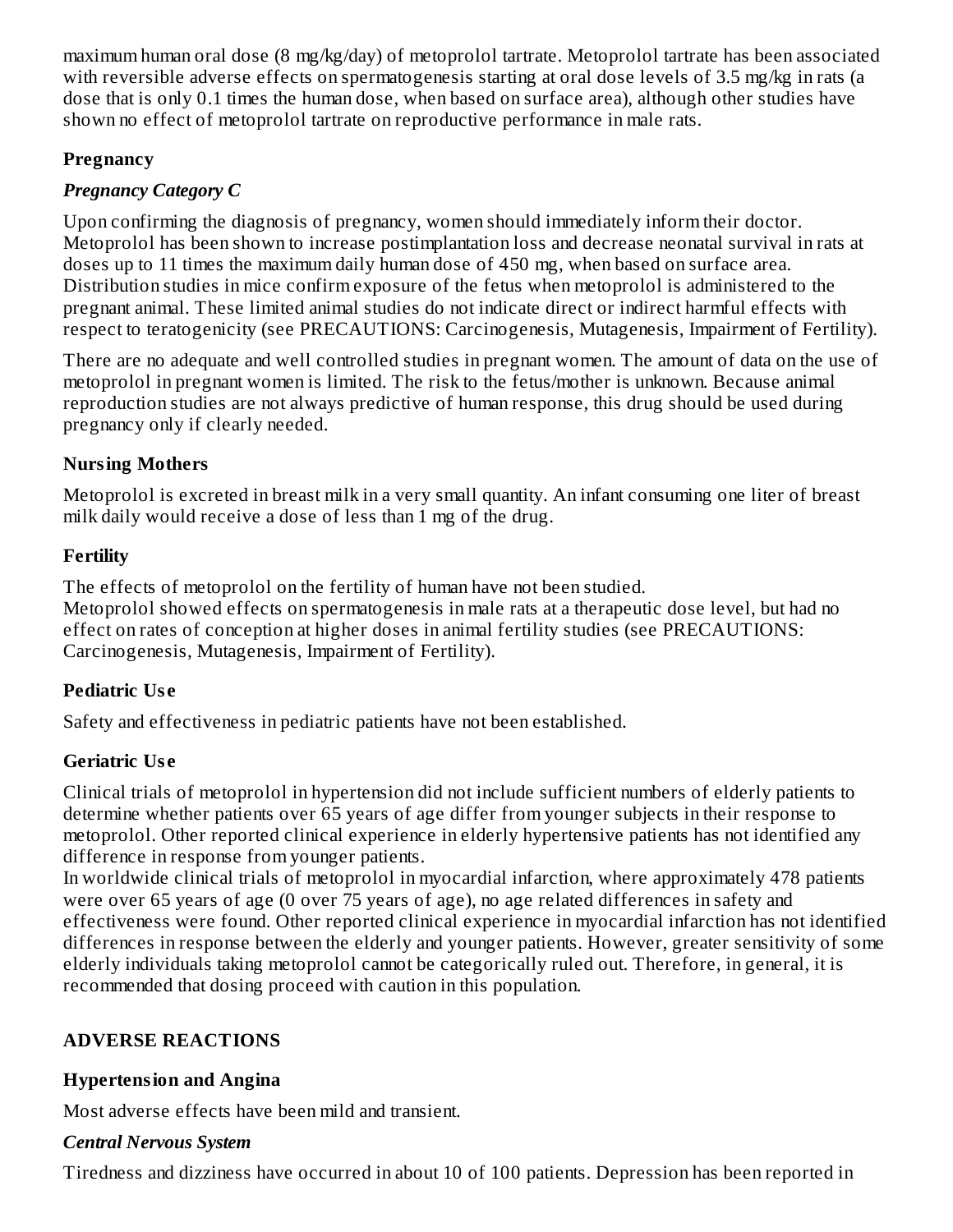maximum human oral dose (8 mg/kg/day) of metoprolol tartrate. Metoprolol tartrate has been associated with reversible adverse effects on spermatogenesis starting at oral dose levels of 3.5 mg/kg in rats (a dose that is only 0.1 times the human dose, when based on surface area), although other studies have shown no effect of metoprolol tartrate on reproductive performance in male rats.

### Pregnancy

#### *Pregnancy Category C*

Upon confirming the diagnosis of pregnancy, women should immediately inform their doctor. Metoprolol has been shown to increase postimplantation loss and decrease neonatal survival in rats at doses up to 11 times the maximum daily human dose of 450 mg, when based on surface area. Distribution studies in mice confirm exposure of the fetus when metoprolol is administered to the pregnant animal. These limited animal studies do not indicate direct or indirect harmful effects with respect to teratogenicity (see PRECAUTIONS: Carcinogenesis, Mutagenesis, Impairment of Fertility).

There are no adequate and well controlled studies in pregnant women. The amount of data on the use of metoprolol in pregnant women is limited. The risk to the fetus/mother is unknown. Because animal reproduction studies are not always predictive of human response, this drug should be used during pregnancy only if clearly needed.

### Nursing Mothers

Metoprolol is excreted in breast milk in a very small quantity. An infant consuming one liter of breast milk daily would receive a dose of less than 1 mg of the drug.

### Fertility

The effects of metoprolol on the fertility of human have not been studied.
Metoprolol showed effects on spermatogenesis in male rats at a therapeutic dose level, but had no effect on rates of conception at higher doses in animal fertility studies (see PRECAUTIONS: Carcinogenesis, Mutagenesis, Impairment of Fertility).

### Pediatric Use

Safety and effectiveness in pediatric patients have not been established.

### Geriatric Use

Clinical trials of metoprolol in hypertension did not include sufficient numbers of elderly patients to determine whether patients over 65 years of age differ from younger subjects in their response to metoprolol. Other reported clinical experience in elderly hypertensive patients has not identified any difference in response from younger patients.
In worldwide clinical trials of metoprolol in myocardial infarction, where approximately 478 patients were over 65 years of age (0 over 75 years of age), no age related differences in safety and effectiveness were found. Other reported clinical experience in myocardial infarction has not identified differences in response between the elderly and younger patients. However, greater sensitivity of some elderly individuals taking metoprolol cannot be categorically ruled out. Therefore, in general, it is recommended that dosing proceed with caution in this population.

## ADVERSE REACTIONS

### Hypertension and Angina

Most adverse effects have been mild and transient.

#### *Central Nervous System*

Tiredness and dizziness have occurred in about 10 of 100 patients. Depression has been reported in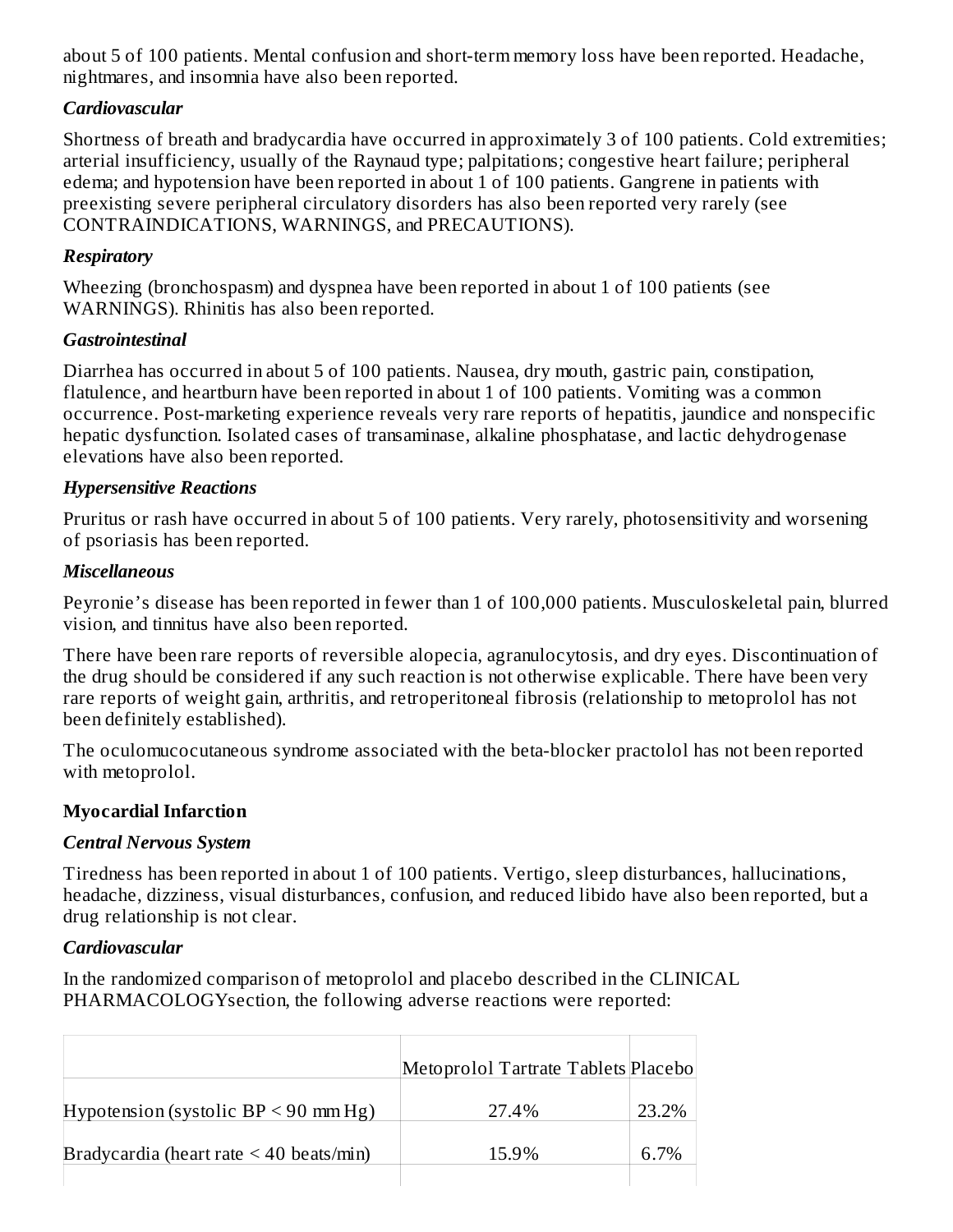about 5 of 100 patients. Mental confusion and short-term memory loss have been reported. Headache, nightmares, and insomnia have also been reported.

***Cardiovascular***

Shortness of breath and bradycardia have occurred in approximately 3 of 100 patients. Cold extremities; arterial insufficiency, usually of the Raynaud type; palpitations; congestive heart failure; peripheral edema; and hypotension have been reported in about 1 of 100 patients. Gangrene in patients with preexisting severe peripheral circulatory disorders has also been reported very rarely (see CONTRAINDICATIONS, WARNINGS, and PRECAUTIONS).

***Respiratory***

Wheezing (bronchospasm) and dyspnea have been reported in about 1 of 100 patients (see WARNINGS). Rhinitis has also been reported.

***Gastrointestinal***

Diarrhea has occurred in about 5 of 100 patients. Nausea, dry mouth, gastric pain, constipation, flatulence, and heartburn have been reported in about 1 of 100 patients. Vomiting was a common occurrence. Post-marketing experience reveals very rare reports of hepatitis, jaundice and nonspecific hepatic dysfunction. Isolated cases of transaminase, alkaline phosphatase, and lactic dehydrogenase elevations have also been reported.

***Hypersensitive Reactions***

Pruritus or rash have occurred in about 5 of 100 patients. Very rarely, photosensitivity and worsening of psoriasis has been reported.

***Miscellaneous***

Peyronie's disease has been reported in fewer than 1 of 100,000 patients. Musculoskeletal pain, blurred vision, and tinnitus have also been reported.

There have been rare reports of reversible alopecia, agranulocytosis, and dry eyes. Discontinuation of the drug should be considered if any such reaction is not otherwise explicable. There have been very rare reports of weight gain, arthritis, and retroperitoneal fibrosis (relationship to metoprolol has not been definitely established).

The oculomucocutaneous syndrome associated with the beta-blocker practolol has not been reported with metoprolol.

**Myocardial Infarction**

***Central Nervous System***

Tiredness has been reported in about 1 of 100 patients. Vertigo, sleep disturbances, hallucinations, headache, dizziness, visual disturbances, confusion, and reduced libido have also been reported, but a drug relationship is not clear.

***Cardiovascular***

In the randomized comparison of metoprolol and placebo described in the CLINICAL PHARMACOLOGYsection, the following adverse reactions were reported:

| | Metoprolol Tartrate Tablets | Placebo |
|---|---|---|
| Hypotension (systolic BP < 90 mm Hg) | 27.4% | 23.2% |
| Bradycardia (heart rate < 40 beats/min) | 15.9% | 6.7% |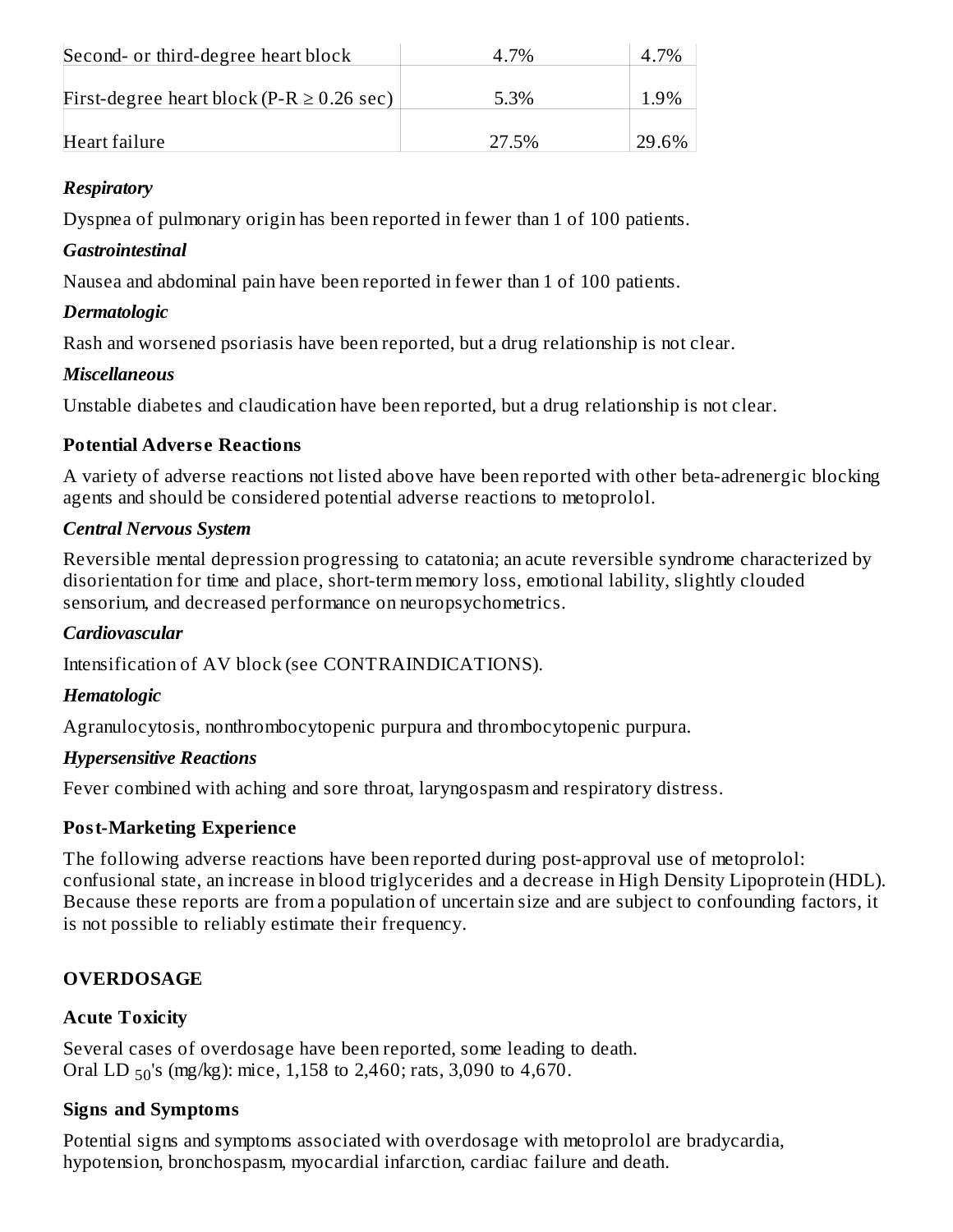| | | |
|---|---|---|
| Second- or third-degree heart block | 4.7% | 4.7% |
| First-degree heart block (P-R ≥ 0.26 sec) | 5.3% | 1.9% |
| Heart failure | 27.5% | 29.6% |

***Respiratory***

Dyspnea of pulmonary origin has been reported in fewer than 1 of 100 patients.

***Gastrointestinal***

Nausea and abdominal pain have been reported in fewer than 1 of 100 patients.

***Dermatologic***

Rash and worsened psoriasis have been reported, but a drug relationship is not clear.

***Miscellaneous***

Unstable diabetes and claudication have been reported, but a drug relationship is not clear.

**Potential Adverse Reactions**

A variety of adverse reactions not listed above have been reported with other beta-adrenergic blocking agents and should be considered potential adverse reactions to metoprolol.

***Central Nervous System***

Reversible mental depression progressing to catatonia; an acute reversible syndrome characterized by disorientation for time and place, short-term memory loss, emotional lability, slightly clouded sensorium, and decreased performance on neuropsychometrics.

***Cardiovascular***

Intensification of AV block (see CONTRAINDICATIONS).

***Hematologic***

Agranulocytosis, nonthrombocytopenic purpura and thrombocytopenic purpura.

***Hypersensitive Reactions***

Fever combined with aching and sore throat, laryngospasm and respiratory distress.

**Post-Marketing Experience**

The following adverse reactions have been reported during post-approval use of metoprolol: confusional state, an increase in blood triglycerides and a decrease in High Density Lipoprotein (HDL). Because these reports are from a population of uncertain size and are subject to confounding factors, it is not possible to reliably estimate their frequency.

## OVERDOSAGE

**Acute Toxicity**

Several cases of overdosage have been reported, some leading to death.
Oral $LD_{50}$'s (mg/kg): mice, 1,158 to 2,460; rats, 3,090 to 4,670.

**Signs and Symptoms**

Potential signs and symptoms associated with overdosage with metoprolol are bradycardia, hypotension, bronchospasm, myocardial infarction, cardiac failure and death.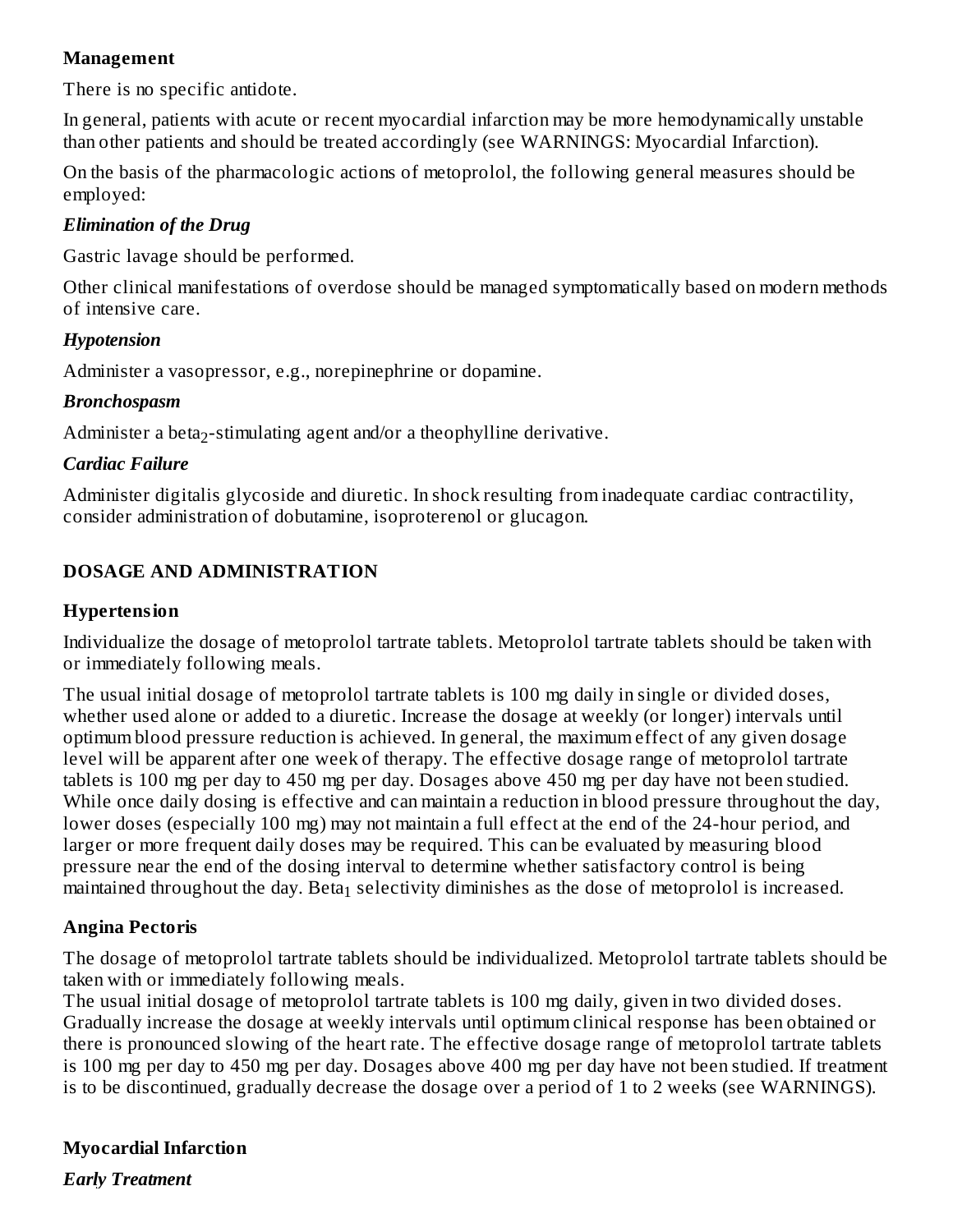### Management

There is no specific antidote.

In general, patients with acute or recent myocardial infarction may be more hemodynamically unstable than other patients and should be treated accordingly (see WARNINGS: Myocardial Infarction).

On the basis of the pharmacologic actions of metoprolol, the following general measures should be employed:

***Elimination of the Drug***

Gastric lavage should be performed.

Other clinical manifestations of overdose should be managed symptomatically based on modern methods of intensive care.

***Hypotension***

Administer a vasopressor, e.g., norepinephrine or dopamine.

***Bronchospasm***

Administer a $beta_2$-stimulating agent and/or a theophylline derivative.

***Cardiac Failure***

Administer digitalis glycoside and diuretic. In shock resulting from inadequate cardiac contractility, consider administration of dobutamine, isoproterenol or glucagon.

## DOSAGE AND ADMINISTRATION

### Hypertension

Individualize the dosage of metoprolol tartrate tablets. Metoprolol tartrate tablets should be taken with or immediately following meals.

The usual initial dosage of metoprolol tartrate tablets is 100 mg daily in single or divided doses, whether used alone or added to a diuretic. Increase the dosage at weekly (or longer) intervals until optimum blood pressure reduction is achieved. In general, the maximum effect of any given dosage level will be apparent after one week of therapy. The effective dosage range of metoprolol tartrate tablets is 100 mg per day to 450 mg per day. Dosages above 450 mg per day have not been studied. While once daily dosing is effective and can maintain a reduction in blood pressure throughout the day, lower doses (especially 100 mg) may not maintain a full effect at the end of the 24-hour period, and larger or more frequent daily doses may be required. This can be evaluated by measuring blood pressure near the end of the dosing interval to determine whether satisfactory control is being maintained throughout the day. $Beta_1$ selectivity diminishes as the dose of metoprolol is increased.

### Angina Pectoris

The dosage of metoprolol tartrate tablets should be individualized. Metoprolol tartrate tablets should be taken with or immediately following meals.
The usual initial dosage of metoprolol tartrate tablets is 100 mg daily, given in two divided doses. Gradually increase the dosage at weekly intervals until optimum clinical response has been obtained or there is pronounced slowing of the heart rate. The effective dosage range of metoprolol tartrate tablets is 100 mg per day to 450 mg per day. Dosages above 400 mg per day have not been studied. If treatment is to be discontinued, gradually decrease the dosage over a period of 1 to 2 weeks (see WARNINGS).

### Myocardial Infarction

***Early Treatment***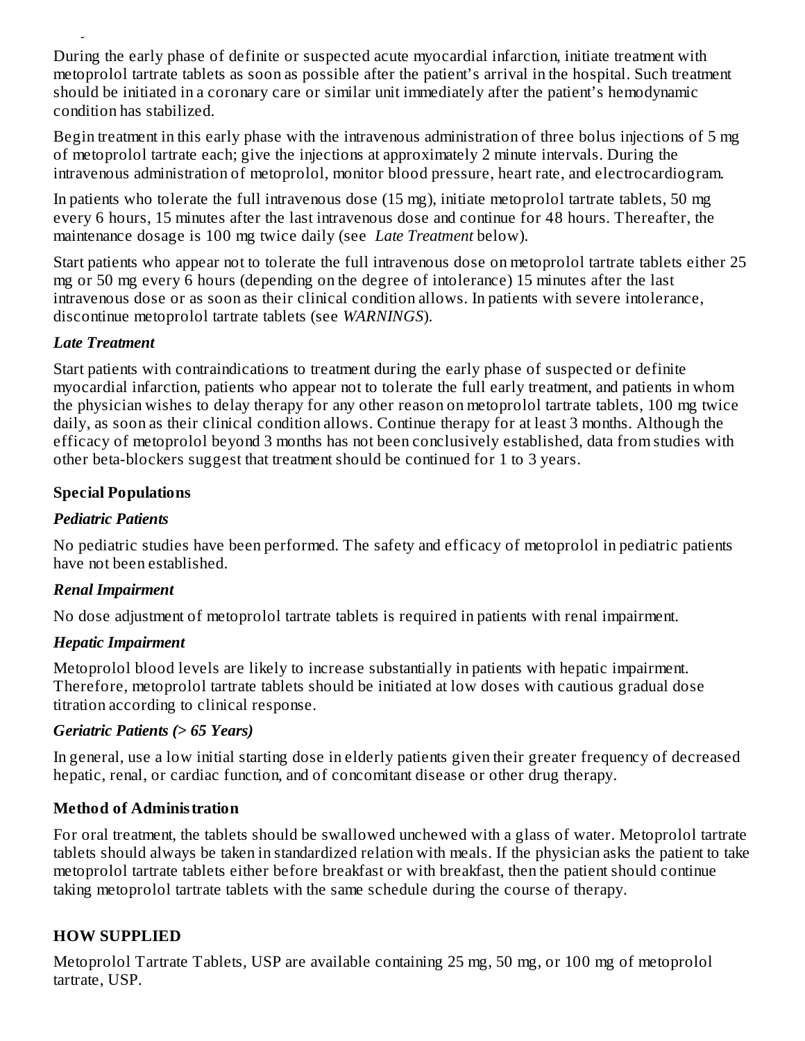During the early phase of definite or suspected acute myocardial infarction, initiate treatment with metoprolol tartrate tablets as soon as possible after the patient's arrival in the hospital. Such treatment should be initiated in a coronary care or similar unit immediately after the patient's hemodynamic condition has stabilized.

Begin treatment in this early phase with the intravenous administration of three bolus injections of 5 mg of metoprolol tartrate each; give the injections at approximately 2 minute intervals. During the intravenous administration of metoprolol, monitor blood pressure, heart rate, and electrocardiogram.

In patients who tolerate the full intravenous dose (15 mg), initiate metoprolol tartrate tablets, 50 mg every 6 hours, 15 minutes after the last intravenous dose and continue for 48 hours. Thereafter, the maintenance dosage is 100 mg twice daily (see *Late Treatment* below).

Start patients who appear not to tolerate the full intravenous dose on metoprolol tartrate tablets either 25 mg or 50 mg every 6 hours (depending on the degree of intolerance) 15 minutes after the last intravenous dose or as soon as their clinical condition allows. In patients with severe intolerance, discontinue metoprolol tartrate tablets (see *WARNINGS*).

***Late Treatment***

Start patients with contraindications to treatment during the early phase of suspected or definite myocardial infarction, patients who appear not to tolerate the full early treatment, and patients in whom the physician wishes to delay therapy for any other reason on metoprolol tartrate tablets, 100 mg twice daily, as soon as their clinical condition allows. Continue therapy for at least 3 months. Although the efficacy of metoprolol beyond 3 months has not been conclusively established, data from studies with other beta-blockers suggest that treatment should be continued for 1 to 3 years.

**Special Populations**

***Pediatric Patients***

No pediatric studies have been performed. The safety and efficacy of metoprolol in pediatric patients have not been established.

***Renal Impairment***

No dose adjustment of metoprolol tartrate tablets is required in patients with renal impairment.

***Hepatic Impairment***

Metoprolol blood levels are likely to increase substantially in patients with hepatic impairment. Therefore, metoprolol tartrate tablets should be initiated at low doses with cautious gradual dose titration according to clinical response.

***Geriatric Patients (> 65 Years)***

In general, use a low initial starting dose in elderly patients given their greater frequency of decreased hepatic, renal, or cardiac function, and of concomitant disease or other drug therapy.

**Method of Administration**

For oral treatment, the tablets should be swallowed unchewed with a glass of water. Metoprolol tartrate tablets should always be taken in standardized relation with meals. If the physician asks the patient to take metoprolol tartrate tablets either before breakfast or with breakfast, then the patient should continue taking metoprolol tartrate tablets with the same schedule during the course of therapy.

## HOW SUPPLIED

Metoprolol Tartrate Tablets, USP are available containing 25 mg, 50 mg, or 100 mg of metoprolol tartrate, USP.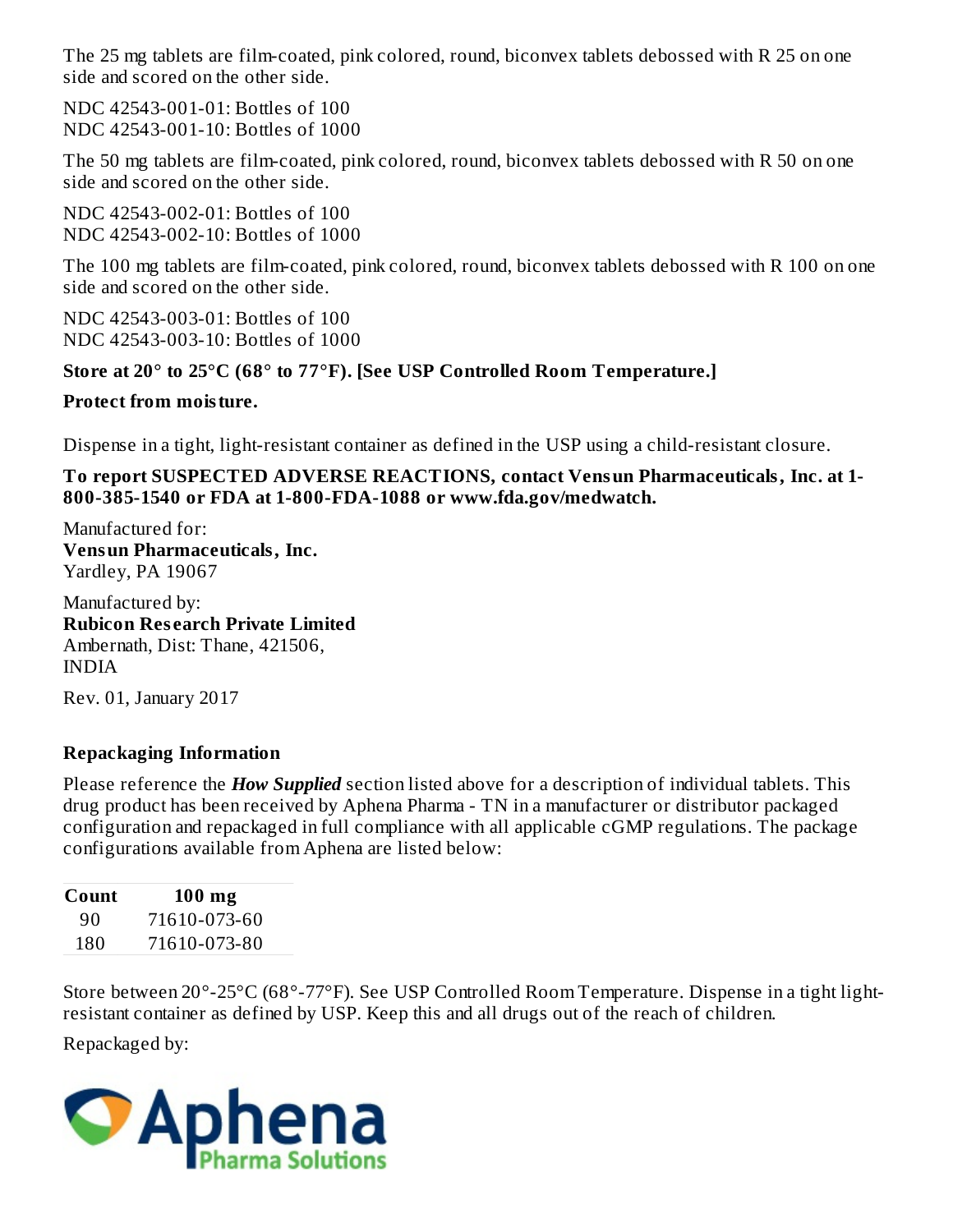The 25 mg tablets are film-coated, pink colored, round, biconvex tablets debossed with R 25 on one side and scored on the other side.

NDC 42543-001-01: Bottles of 100
NDC 42543-001-10: Bottles of 1000

The 50 mg tablets are film-coated, pink colored, round, biconvex tablets debossed with R 50 on one side and scored on the other side.

NDC 42543-002-01: Bottles of 100
NDC 42543-002-10: Bottles of 1000

The 100 mg tablets are film-coated, pink colored, round, biconvex tablets debossed with R 100 on one side and scored on the other side.

NDC 42543-003-01: Bottles of 100
NDC 42543-003-10: Bottles of 1000

**Store at 20° to 25°C (68° to 77°F). [See USP Controlled Room Temperature.]**

**Protect from moisture.**

Dispense in a tight, light-resistant container as defined in the USP using a child-resistant closure.

**To report SUSPECTED ADVERSE REACTIONS, contact Vensun Pharmaceuticals, Inc. at 1-800-385-1540 or FDA at 1-800-FDA-1088 or www.fda.gov/medwatch.**

Manufactured for:
**Vensun Pharmaceuticals, Inc.**
Yardley, PA 19067

Manufactured by:
**Rubicon Research Private Limited**
Ambernath, Dist: Thane, 421506,
INDIA

Rev. 01, January 2017

**Repackaging Information**

Please reference the ***How Supplied*** section listed above for a description of individual tablets. This drug product has been received by Aphena Pharma - TN in a manufacturer or distributor packaged configuration and repackaged in full compliance with all applicable cGMP regulations. The package configurations available from Aphena are listed below:

| Count | 100 mg |
|---|---|
| 90 | 71610-073-60 |
| 180 | 71610-073-80 |

Store between 20°-25°C (68°-77°F). See USP Controlled Room Temperature. Dispense in a tight light-resistant container as defined by USP. Keep this and all drugs out of the reach of children.

Repackaged by:

Aphena Pharma Solutions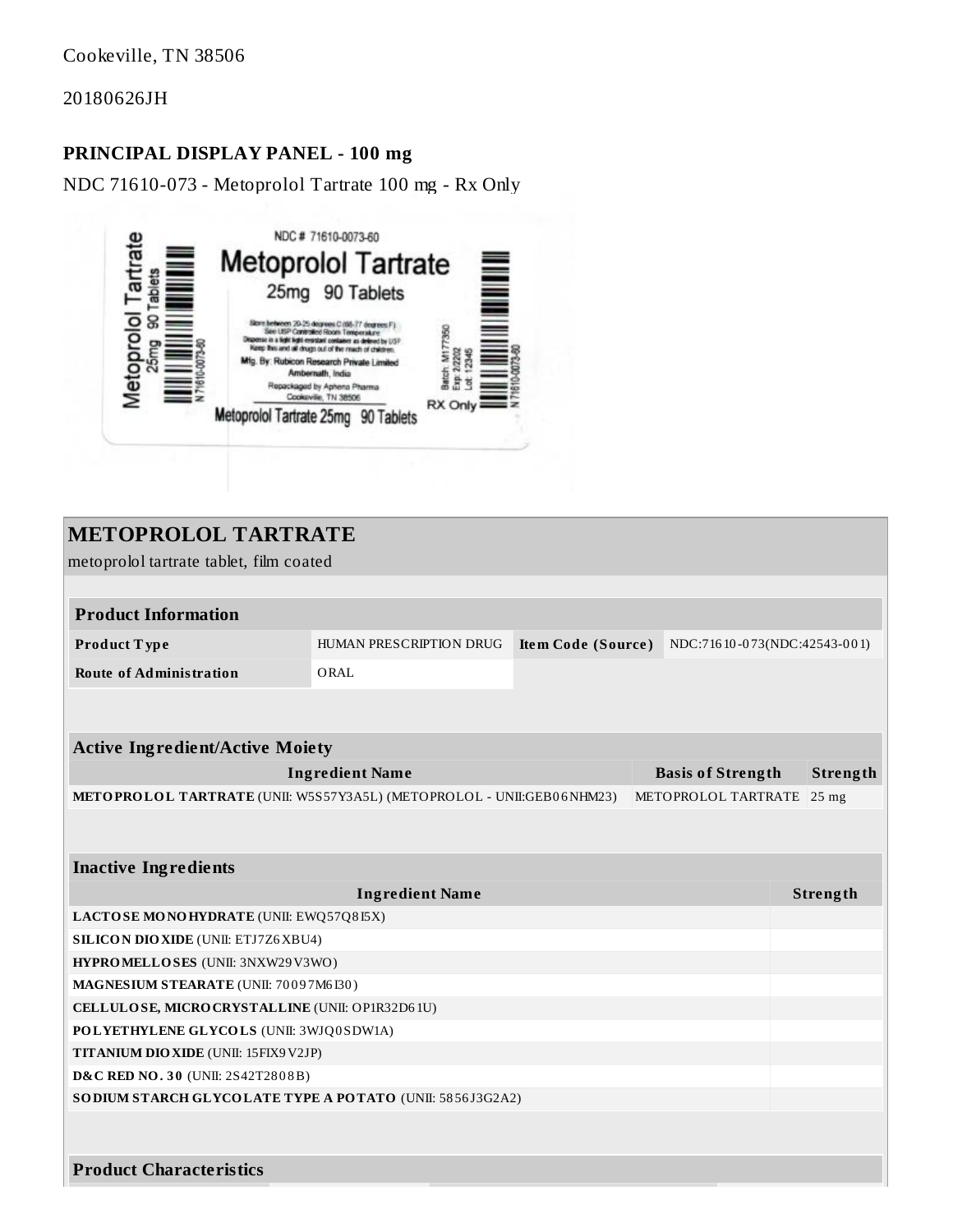Cookeville, TN 38506

20180626JH

**PRINCIPAL DISPLAY PANEL - 100 mg**

NDC 71610-073 - Metoprolol Tartrate 100 mg - Rx Only

NDC # 71610-0073-60

Metoprolol Tartrate

25mg 90 Tablets

Store between 20-25 degrees C (68-77 degrees F). See USP Controlled Room Temperature. Dispense in a tight light-resistant container as defined by USP. Keep this and all drugs out of the reach of children.

Mfg. By: Rubicon Research Private Limited Ambernath, India

Repackaged by Aphena Pharma Cookeville, TN 38506

Batch: M177350 Exp: 2/2202 Lot: 12345

RX Only

Metoprolol Tartrate 25mg 90 Tablets

# METOPROLOL TARTRATE

metoprolol tartrate tablet, film coated

| Product Information | | | |
|---|---|---|---|
| **Product Type** | HUMAN PRESCRIPTION DRUG | **Item Code (Source)** | NDC:71610-073(NDC:42543-001) |
| **Route of Administration** | ORAL | | |

| Active Ingredient/Active Moiety | | |
|---|---|---|
| **Ingredient Name** | **Basis of Strength** | **Strength** |
| **METOPROLOL TARTRATE** (UNII: W5S57Y3A5L) (METOPROLOL - UNII:GEB06NHM23) | METOPROLOL TARTRATE | 25 mg |

| Inactive Ingredients | |
|---|---|
| **Ingredient Name** | **Strength** |
| **LACTOSE MONOHYDRATE** (UNII: EWQ57Q8I5X) | |
| **SILICON DIOXIDE** (UNII: ETJ7Z6XBU4) | |
| **HYPROMELLOSES** (UNII: 3NXW29V3WO) | |
| **MAGNESIUM STEARATE** (UNII: 70097M6I30) | |
| **CELLULOSE, MICROCRYSTALLINE** (UNII: OP1R32D61U) | |
| **POLYETHYLENE GLYCOLS** (UNII: 3WJQ0SDW1A) | |
| **TITANIUM DIOXIDE** (UNII: 15FIX9V2JP) | |
| **D&C RED NO. 30** (UNII: 2S42T2808B) | |
| **SODIUM STARCH GLYCOLATE TYPE A POTATO** (UNII: 5856J3G2A2) | |

**Product Characteristics**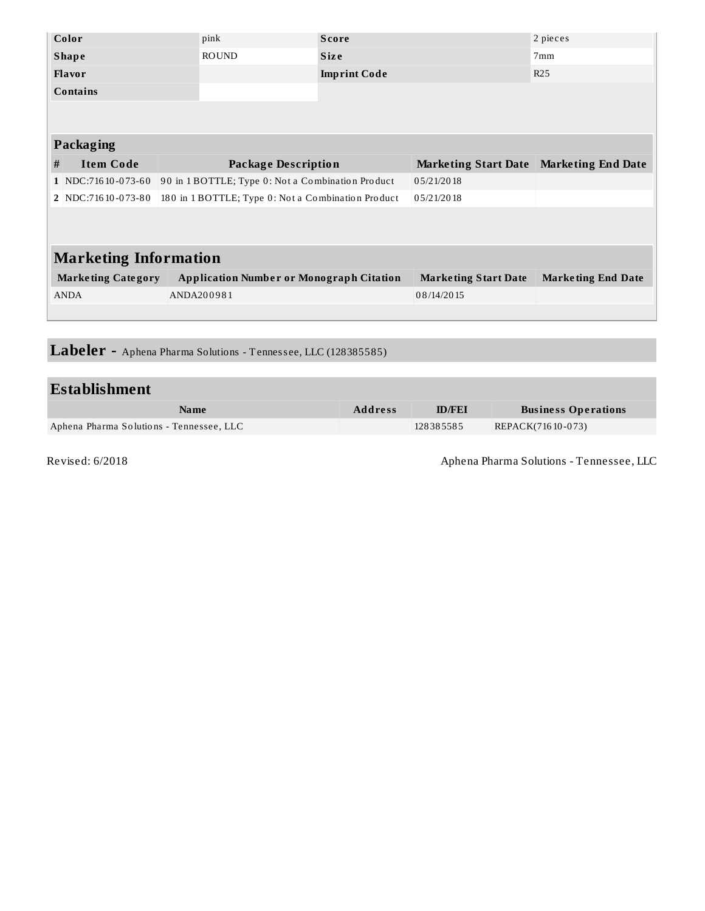| | | | |
|---|---|---|---|
| **Color** | pink | **Score** | 2 pieces |
| **Shape** | ROUND | **Size** | 7mm |
| **Flavor** | | **Imprint Code** | R25 |
| **Contains** | | | |

### Packaging

| # | Item Code | Package Description | Marketing Start Date | Marketing End Date |
|---|---|---|---|---|
| 1 | NDC:71610-073-60 | 90 in 1 BOTTLE; Type 0: Not a Combination Product | 05/21/2018 | |
| 2 | NDC:71610-073-80 | 180 in 1 BOTTLE; Type 0: Not a Combination Product | 05/21/2018 | |

### Marketing Information

| Marketing Category | Application Number or Monograph Citation | Marketing Start Date | Marketing End Date |
|---|---|---|---|
| ANDA | ANDA200981 | 08/14/2015 | |

## Labeler - Aphena Pharma Solutions - Tennessee, LLC (128385585)

## Establishment

| Name | Address | ID/FEI | Business Operations |
|---|---|---|---|
| Aphena Pharma Solutions - Tennessee, LLC | | 128385585 | REPACK(71610-073) |

Revised: 6/2018

Aphena Pharma Solutions - Tennessee, LLC